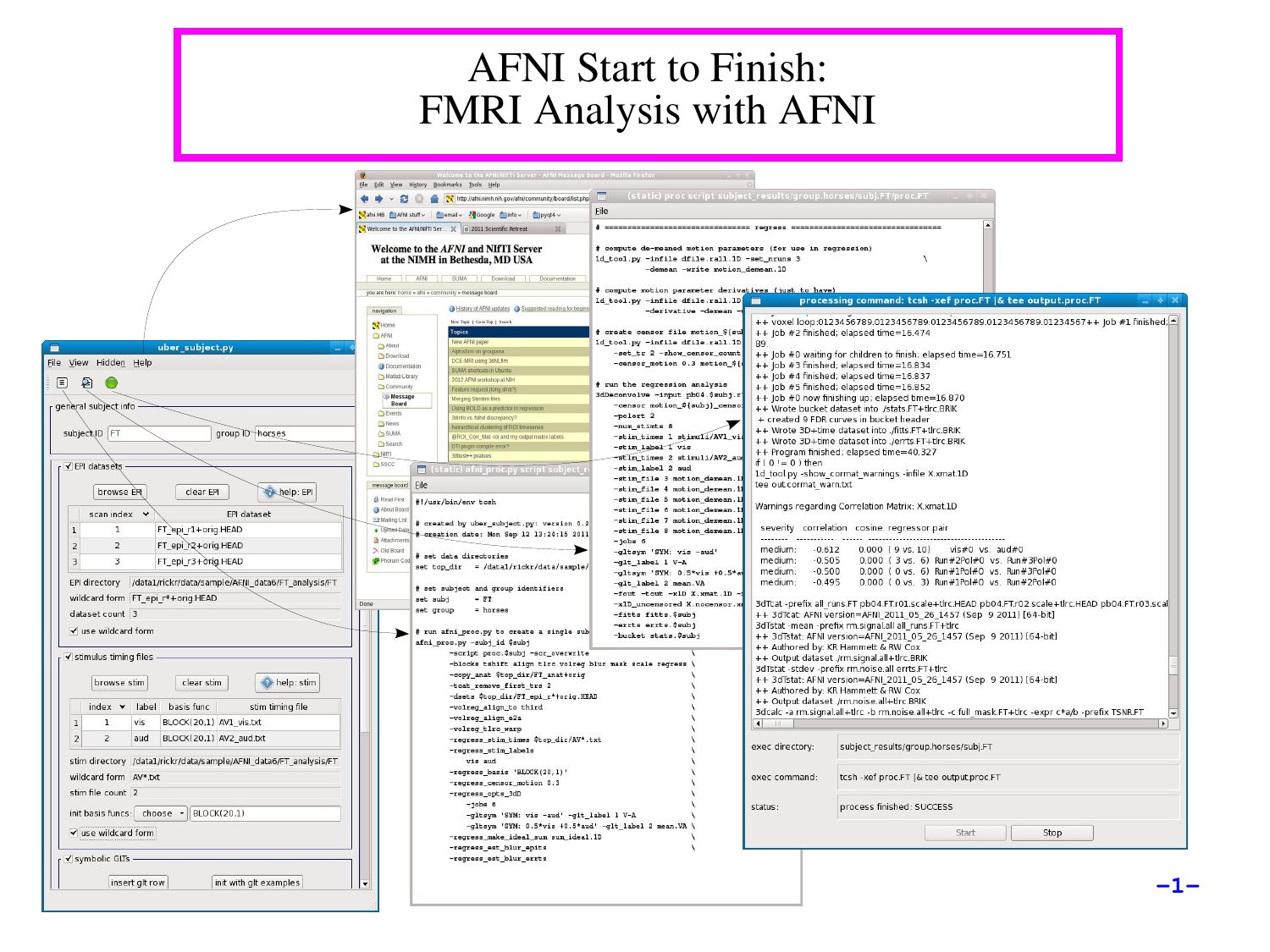# AFNI Start to Finish:
# FMRI Analysis with AFNI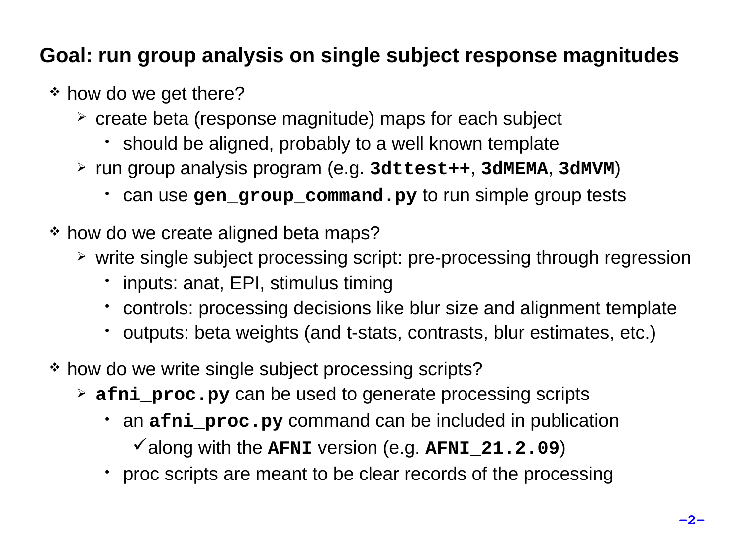## Goal: run group analysis on single subject response magnitudes

- how do we get there?
  - create beta (response magnitude) maps for each subject
    - should be aligned, probably to a well known template
  - run group analysis program (e.g. **`3dttest++`**, **`3dMEMA`**, **`3dMVM`**)
    - can use **`gen_group_command.py`** to run simple group tests
- how do we create aligned beta maps?
  - write single subject processing script: pre-processing through regression
    - inputs: anat, EPI, stimulus timing
    - controls: processing decisions like blur size and alignment template
    - outputs: beta weights (and t-stats, contrasts, blur estimates, etc.)
- how do we write single subject processing scripts?
  - **`afni_proc.py`** can be used to generate processing scripts
    - an **`afni_proc.py`** command can be included in publication
      - ✓along with the **`AFNI`** version (e.g. **`AFNI_21.2.09`**)
    - proc scripts are meant to be clear records of the processing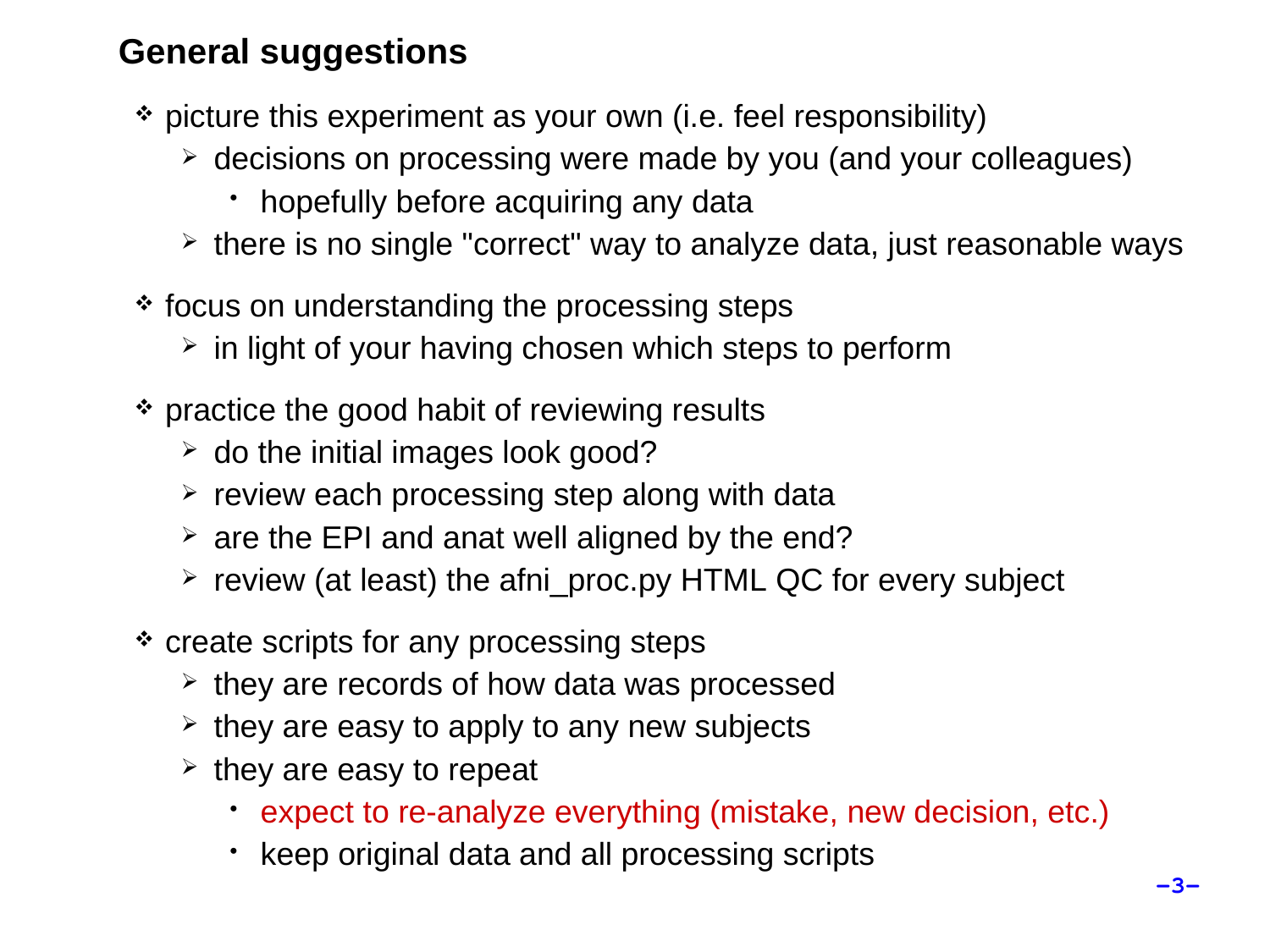## General suggestions

- picture this experiment as your own (i.e. feel responsibility)
  - decisions on processing were made by you (and your colleagues)
    - hopefully before acquiring any data
  - there is no single "correct" way to analyze data, just reasonable ways
- focus on understanding the processing steps
  - in light of your having chosen which steps to perform
- practice the good habit of reviewing results
  - do the initial images look good?
  - review each processing step along with data
  - are the EPI and anat well aligned by the end?
  - review (at least) the afni_proc.py HTML QC for every subject
- create scripts for any processing steps
  - they are records of how data was processed
  - they are easy to apply to any new subjects
  - they are easy to repeat
    - expect to re-analyze everything (mistake, new decision, etc.)
    - keep original data and all processing scripts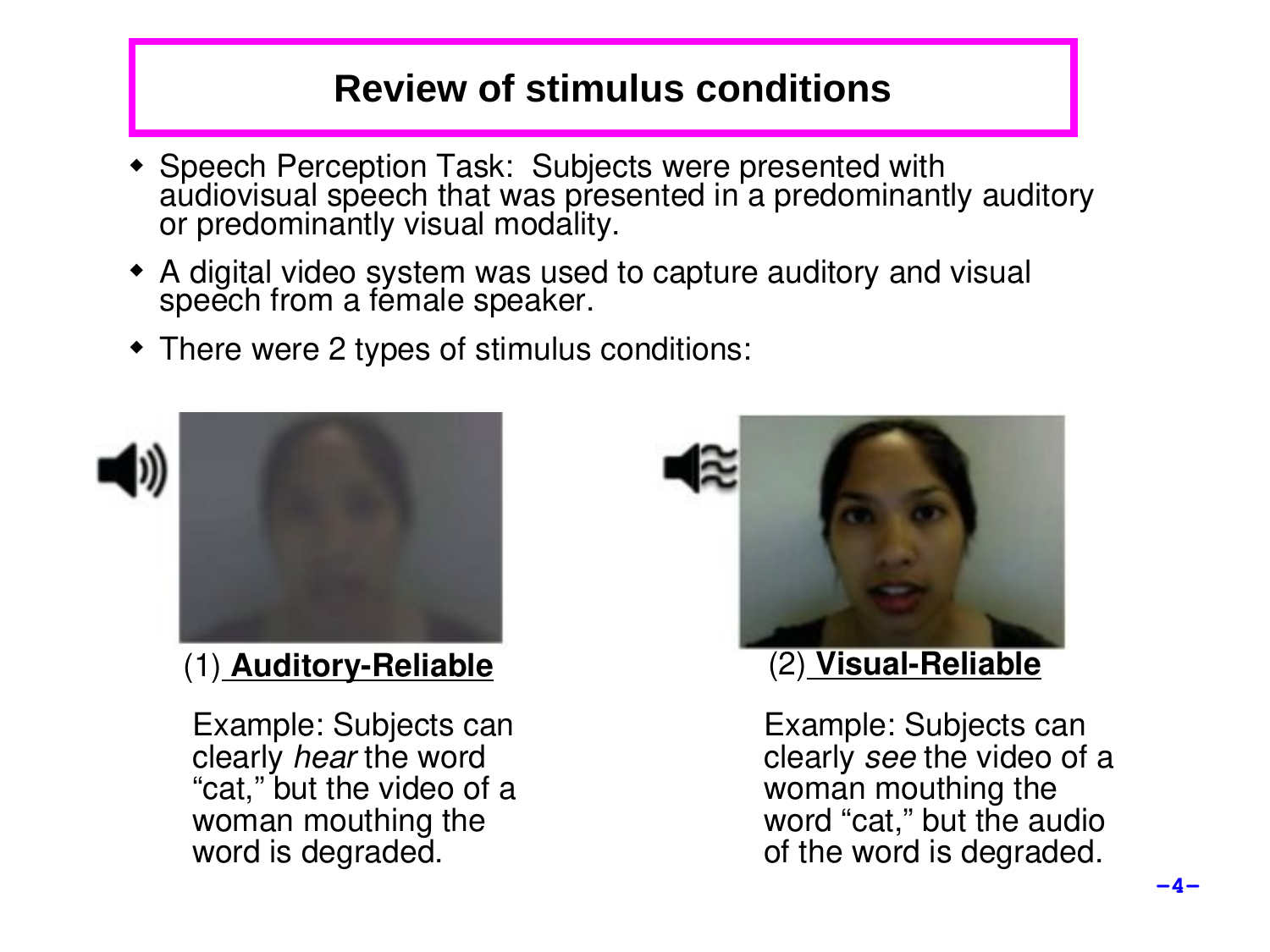# Review of stimulus conditions

- Speech Perception Task: Subjects were presented with audiovisual speech that was presented in a predominantly auditory or predominantly visual modality.
- A digital video system was used to capture auditory and visual speech from a female speaker.
- There were 2 types of stimulus conditions:

(1) **Auditory-Reliable**

Example: Subjects can clearly *hear* the word "cat," but the video of a woman mouthing the word is degraded.

(2) **Visual-Reliable**

Example: Subjects can clearly *see* the video of a woman mouthing the word "cat," but the audio of the word is degraded.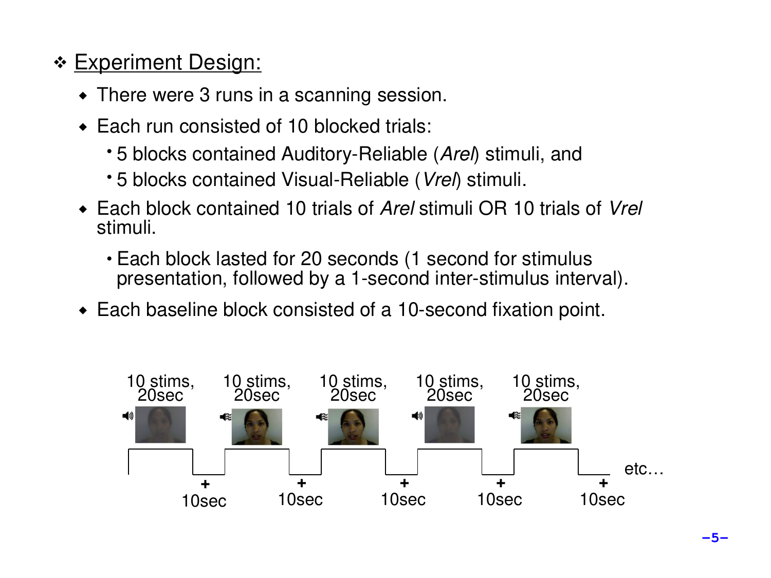## Experiment Design:

- There were 3 runs in a scanning session.
- Each run consisted of 10 blocked trials:
  - 5 blocks contained Auditory-Reliable (*Arel*) stimuli, and
  - 5 blocks contained Visual-Reliable (*Vrel*) stimuli.
- Each block contained 10 trials of *Arel* stimuli OR 10 trials of *Vrel* stimuli.
  - Each block lasted for 20 seconds (1 second for stimulus presentation, followed by a 1-second inter-stimulus interval).
- Each baseline block consisted of a 10-second fixation point.

10 stims, 20sec | 10 stims, 20sec | 10 stims, 20sec | 10 stims, 20sec | 10 stims, 20sec

+ 10sec | + 10sec | + 10sec | + 10sec | + 10sec

etc…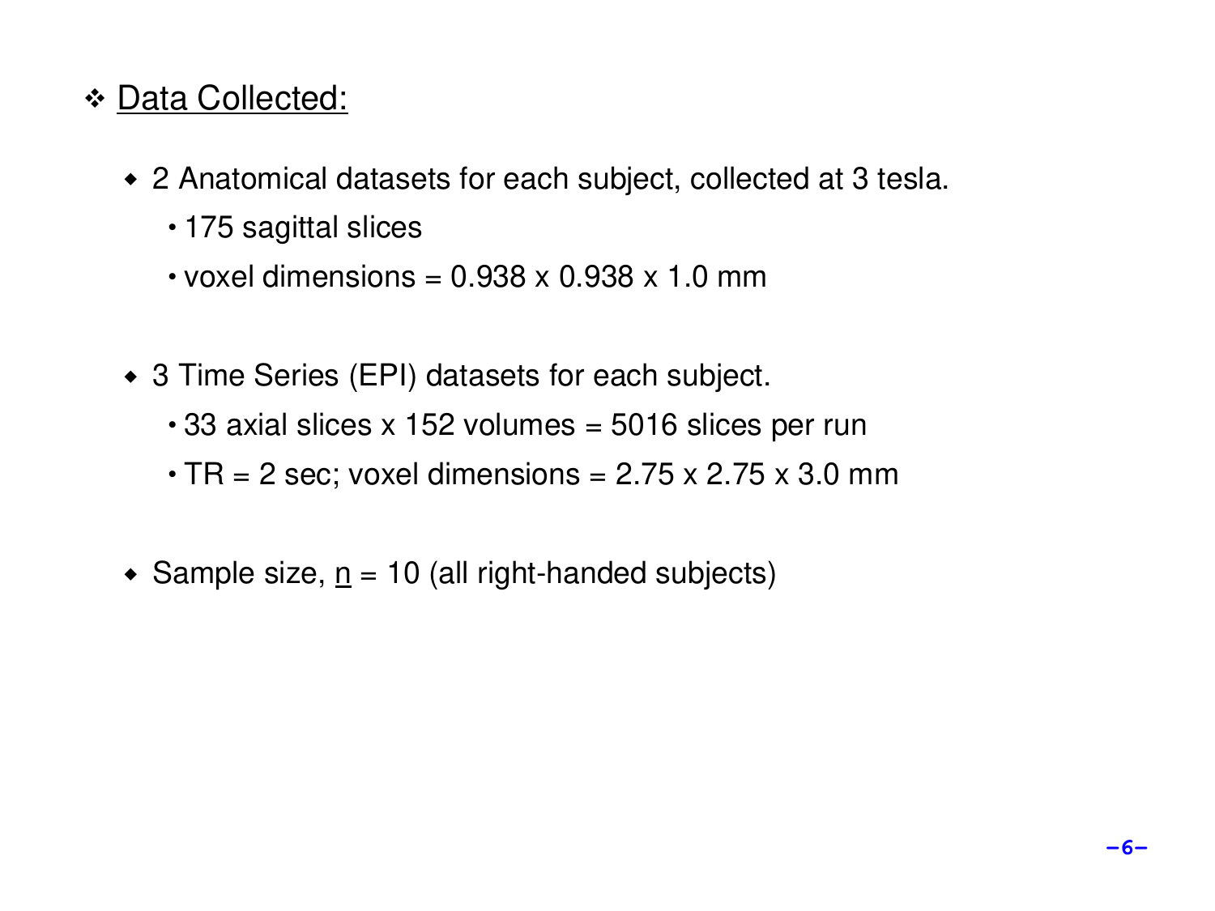## Data Collected:

- 2 Anatomical datasets for each subject, collected at 3 tesla.
  - 175 sagittal slices
  - voxel dimensions = 0.938 x 0.938 x 1.0 mm

- 3 Time Series (EPI) datasets for each subject.
  - 33 axial slices x 152 volumes = 5016 slices per run
  - TR = 2 sec; voxel dimensions = 2.75 x 2.75 x 3.0 mm

- Sample size, $\underline{n}$ = 10 (all right-handed subjects)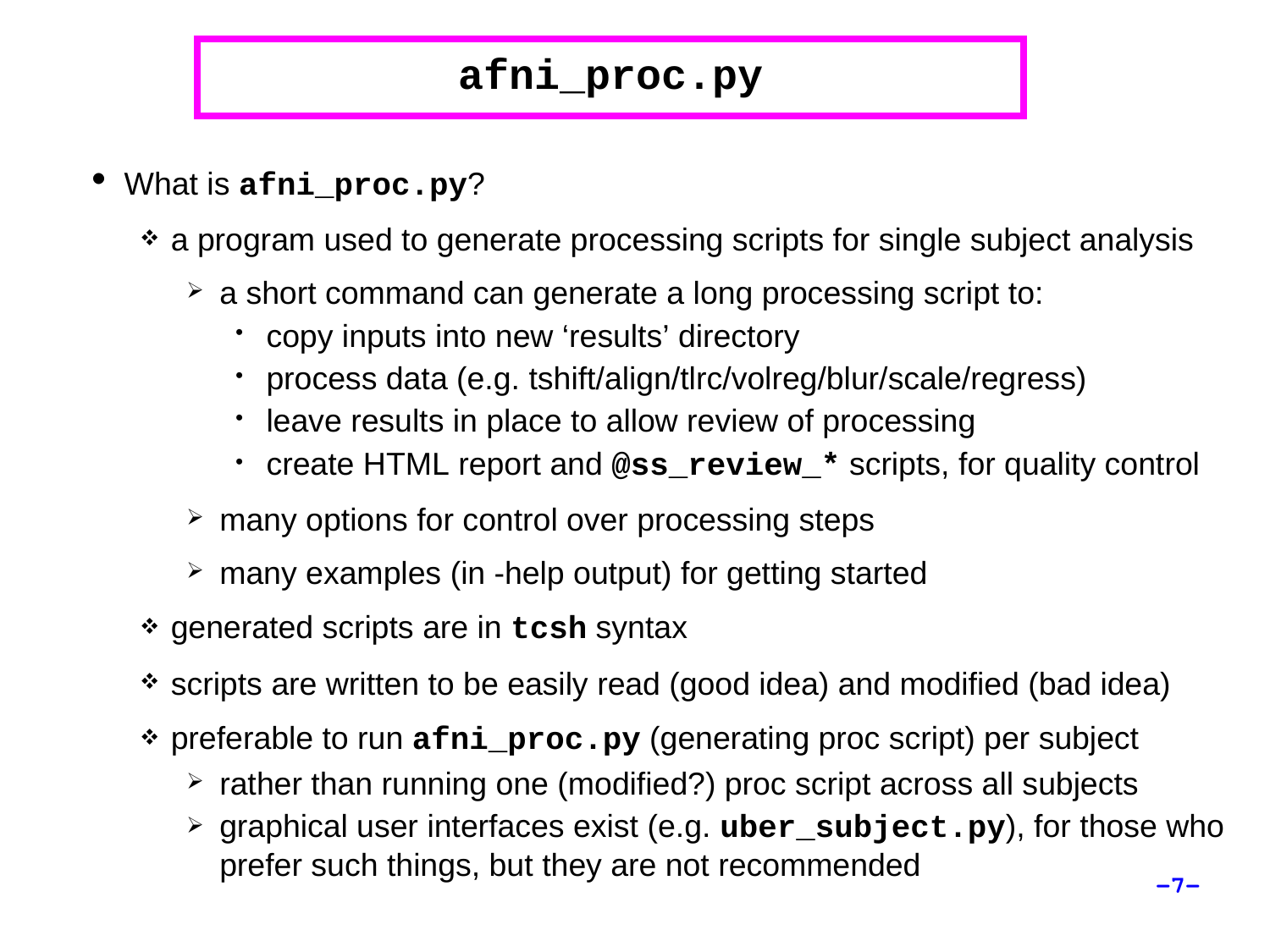# `afni_proc.py`

- What is **`afni_proc.py`**?
  - a program used to generate processing scripts for single subject analysis
    - a short command can generate a long processing script to:
      - copy inputs into new ‘results’ directory
      - process data (e.g. tshift/align/tlrc/volreg/blur/scale/regress)
      - leave results in place to allow review of processing
      - create HTML report and **`@ss_review_*`** scripts, for quality control
    - many options for control over processing steps
    - many examples (in -help output) for getting started
  - generated scripts are in **`tcsh`** syntax
  - scripts are written to be easily read (good idea) and modified (bad idea)
  - preferable to run **`afni_proc.py`** (generating proc script) per subject
    - rather than running one (modified?) proc script across all subjects
    - graphical user interfaces exist (e.g. **`uber_subject.py`**), for those who prefer such things, but they are not recommended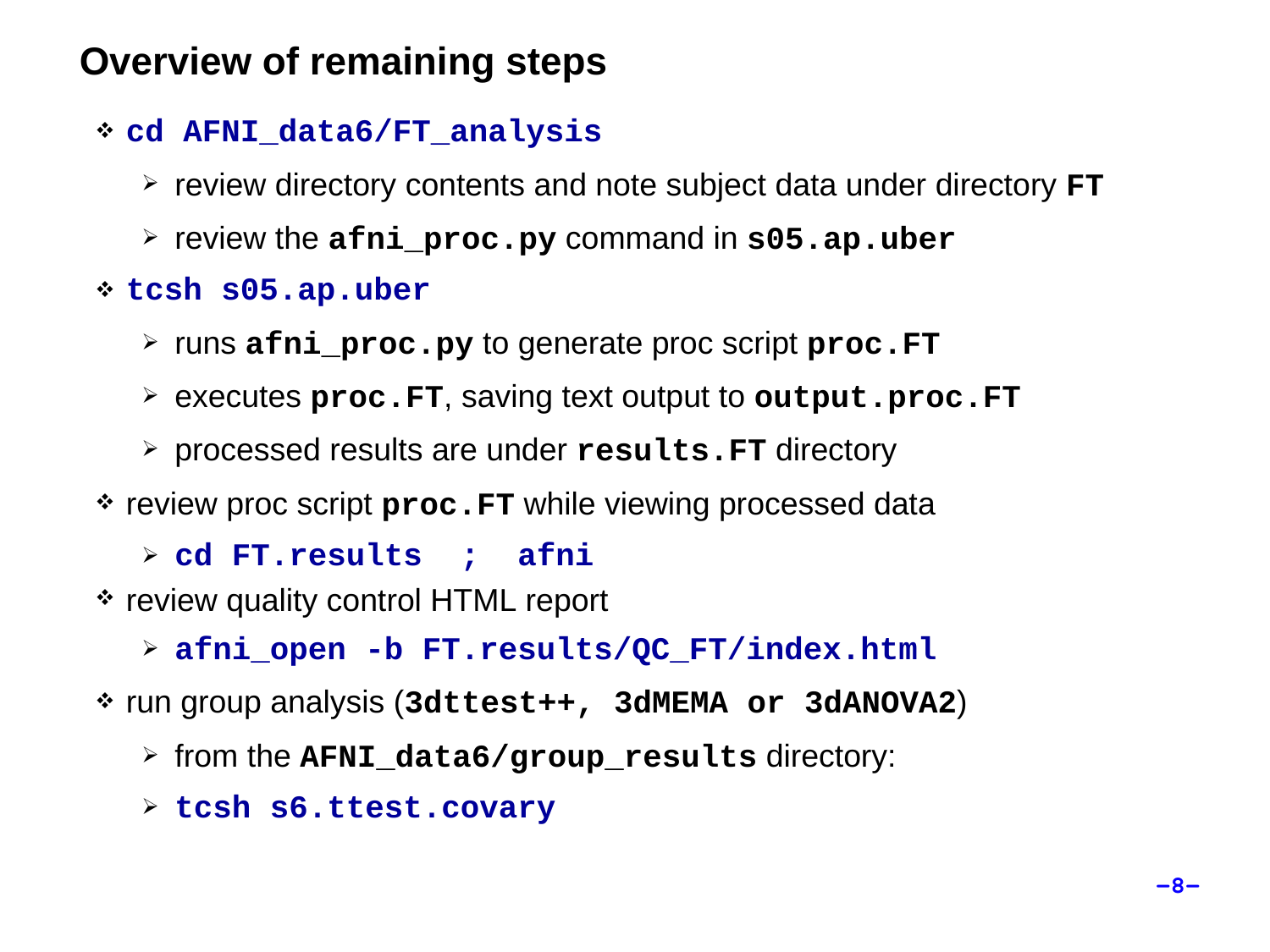# Overview of remaining steps

- **`cd AFNI_data6/FT_analysis`**
  - review directory contents and note subject data under directory **`FT`**
  - review the **`afni_proc.py`** command in **`s05.ap.uber`**
- **`tcsh s05.ap.uber`**
  - runs **`afni_proc.py`** to generate proc script **`proc.FT`**
  - executes **`proc.FT`**, saving text output to **`output.proc.FT`**
  - processed results are under **`results.FT`** directory
- review proc script **`proc.FT`** while viewing processed data
  - **`cd FT.results ; afni`**
- review quality control HTML report
  - **`afni_open -b FT.results/QC_FT/index.html`**
- run group analysis (**`3dttest++, 3dMEMA or 3dANOVA2`**)
  - from the **`AFNI_data6/group_results`** directory:
  - **`tcsh s6.ttest.covary`**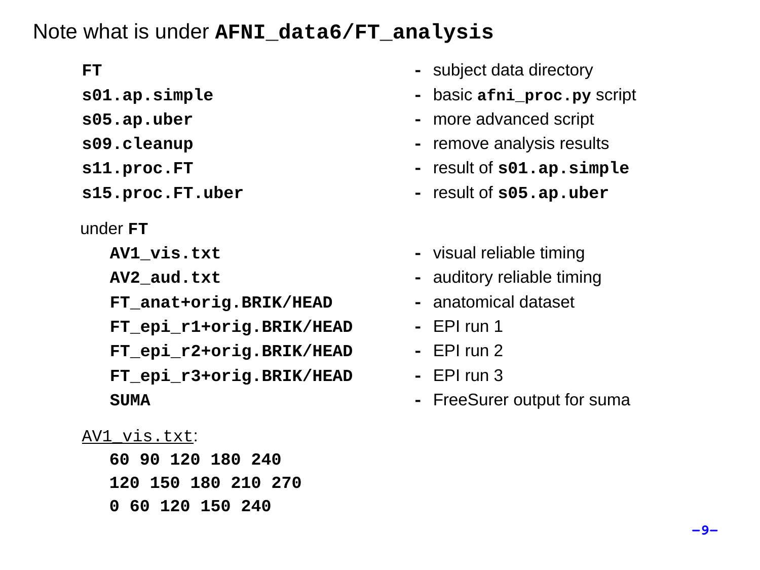# Note what is under **AFNI_data6/FT_analysis**

| | |
|---|---|
| **FT** | - subject data directory |
| **s01.ap.simple** | - basic **afni_proc.py** script |
| **s05.ap.uber** | - more advanced script |
| **s09.cleanup** | - remove analysis results |
| **s11.proc.FT** | - result of **s01.ap.simple** |
| **s15.proc.FT.uber** | - result of **s05.ap.uber** |

under **FT**

| | |
|---|---|
| **AV1_vis.txt** | - visual reliable timing |
| **AV2_aud.txt** | - auditory reliable timing |
| **FT_anat+orig.BRIK/HEAD** | - anatomical dataset |
| **FT_epi_r1+orig.BRIK/HEAD** | - EPI run 1 |
| **FT_epi_r2+orig.BRIK/HEAD** | - EPI run 2 |
| **FT_epi_r3+orig.BRIK/HEAD** | - EPI run 3 |
| **SUMA** | - FreeSurer output for suma |

AV1_vis.txt:

```
60 90 120 180 240
120 150 180 210 270
0 60 120 150 240
```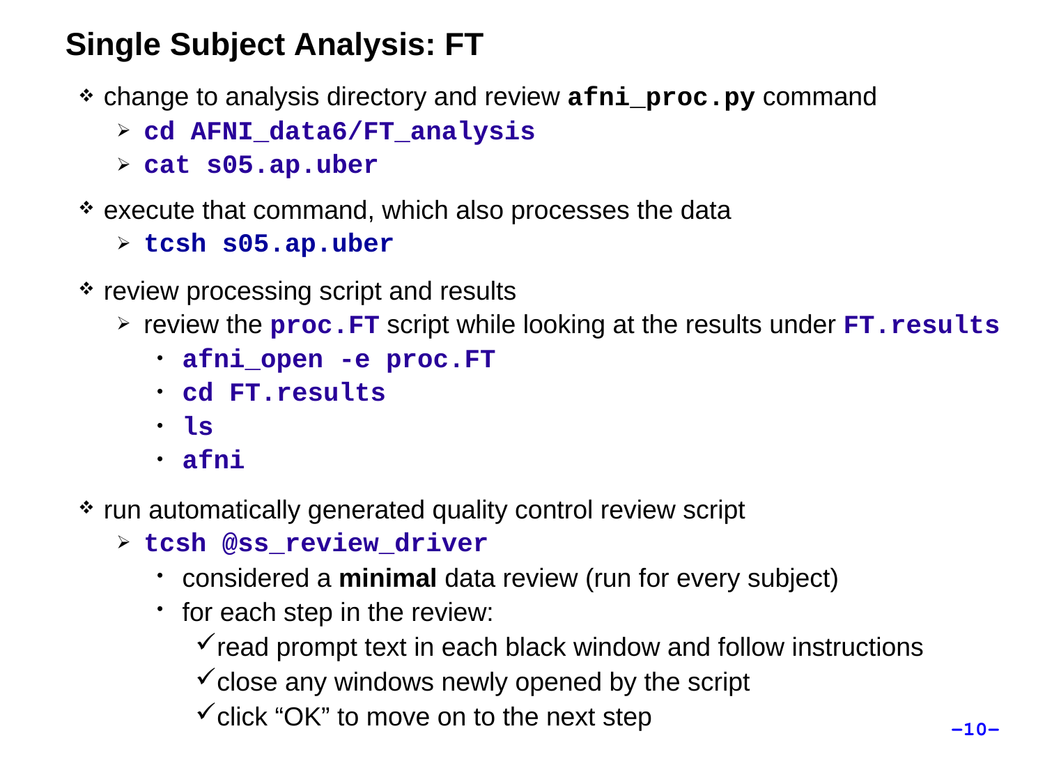# Single Subject Analysis: FT

- change to analysis directory and review **`afni_proc.py`** command
  - **`cd AFNI_data6/FT_analysis`**
  - **`cat s05.ap.uber`**
- execute that command, which also processes the data
  - **`tcsh s05.ap.uber`**
- review processing script and results
  - review the **`proc.FT`** script while looking at the results under **`FT.results`**
    - **`afni_open -e proc.FT`**
    - **`cd FT.results`**
    - **`ls`**
    - **`afni`**
- run automatically generated quality control review script
  - **`tcsh @ss_review_driver`**
    - considered a **minimal** data review (run for every subject)
    - for each step in the review:
      - ✓ read prompt text in each black window and follow instructions
      - ✓ close any windows newly opened by the script
      - ✓ click “OK” to move on to the next step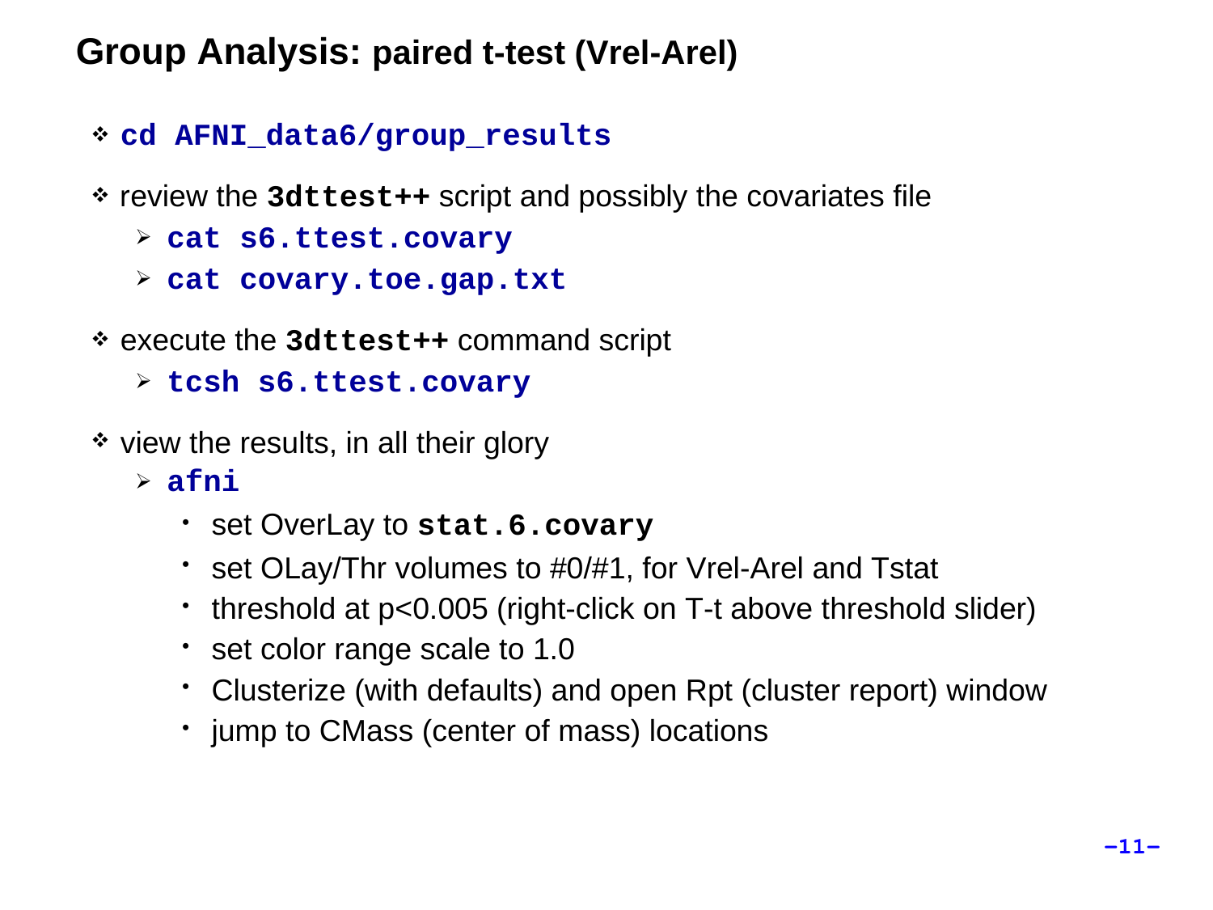# Group Analysis: paired t-test (Vrel-Arel)

- **`cd AFNI_data6/group_results`**
- review the **`3dttest++`** script and possibly the covariates file
  - **`cat s6.ttest.covary`**
  - **`cat covary.toe.gap.txt`**
- execute the **`3dttest++`** command script
  - **`tcsh s6.ttest.covary`**
- view the results, in all their glory
  - **`afni`**
    - set OverLay to **`stat.6.covary`**
    - set OLay/Thr volumes to #0/#1, for Vrel-Arel and Tstat
    - threshold at p<0.005 (right-click on T-t above threshold slider)
    - set color range scale to 1.0
    - Clusterize (with defaults) and open Rpt (cluster report) window
    - jump to CMass (center of mass) locations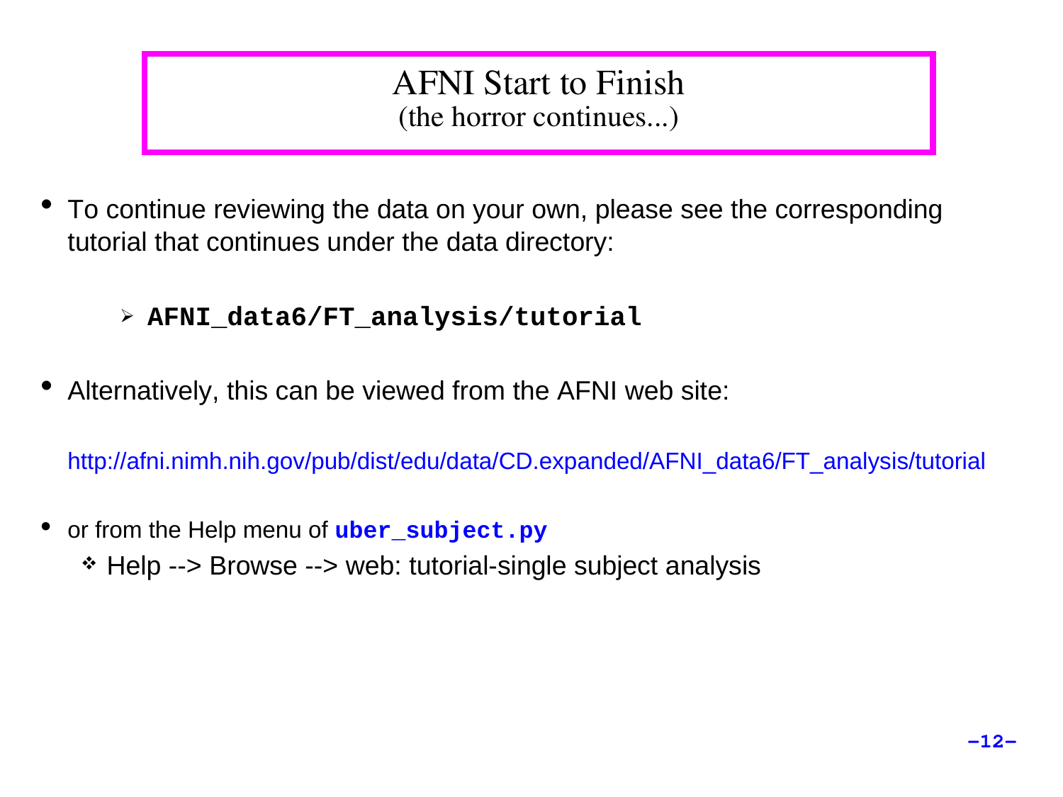# AFNI Start to Finish

(the horror continues...)

- To continue reviewing the data on your own, please see the corresponding tutorial that continues under the data directory:
  - **`AFNI_data6/FT_analysis/tutorial`**
- Alternatively, this can be viewed from the AFNI web site:

  http://afni.nimh.nih.gov/pub/dist/edu/data/CD.expanded/AFNI_data6/FT_analysis/tutorial

- or from the Help menu of **`uber_subject.py`**
  - Help --> Browse --> web: tutorial-single subject analysis